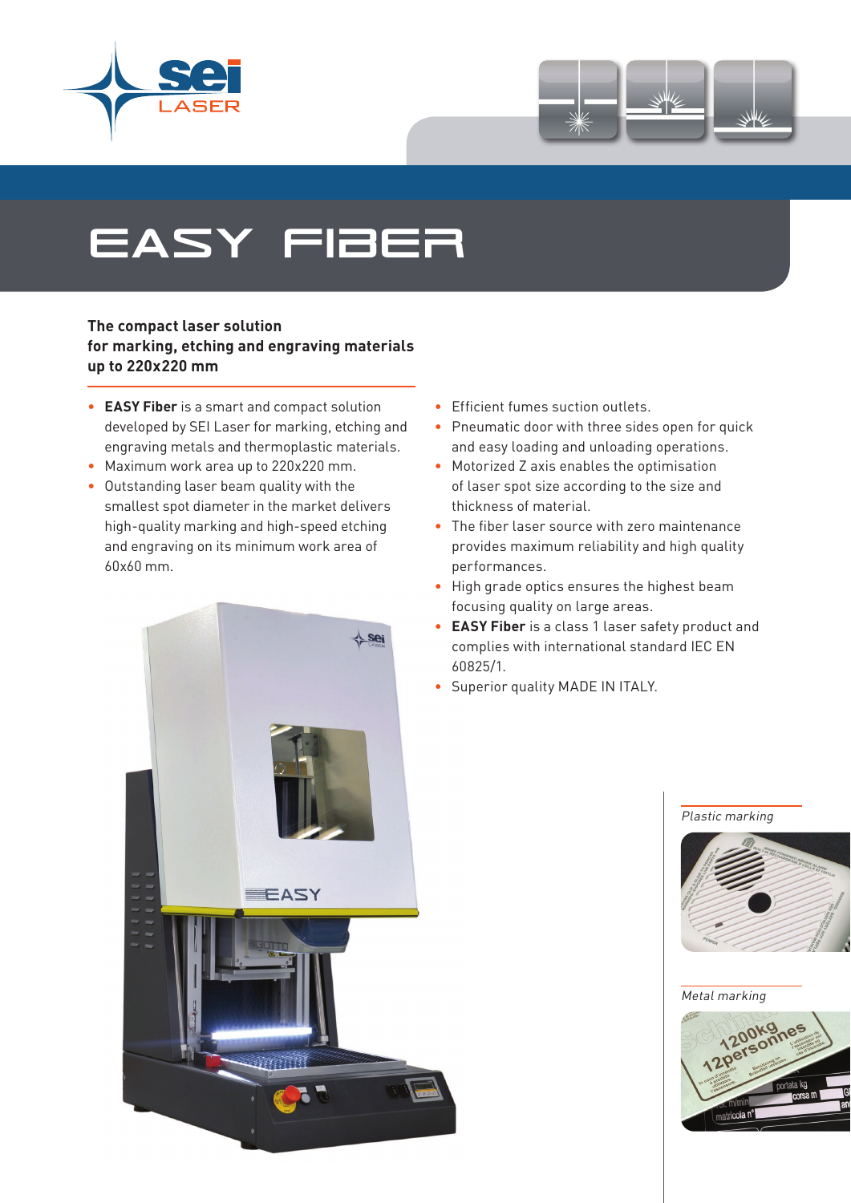# EASY FIBER

**The compact laser solution for marking, etching and engraving materials up to 220x220 mm**

- **EASY Fiber** is a smart and compact solution developed by SEI Laser for marking, etching and engraving metals and thermoplastic materials.
- Maximum work area up to 220x220 mm.
- Outstanding laser beam quality with the smallest spot diameter in the market delivers high-quality marking and high-speed etching and engraving on its minimum work area of 60x60 mm.
- Efficient fumes suction outlets.
- Pneumatic door with three sides open for quick and easy loading and unloading operations.
- Motorized Z axis enables the optimisation of laser spot size according to the size and thickness of material.
- The fiber laser source with zero maintenance provides maximum reliability and high quality performances.
- High grade optics ensures the highest beam focusing quality on large areas.
- **EASY Fiber** is a class 1 laser safety product and complies with international standard IEC EN 60825/1.
- Superior quality MADE IN ITALY.

*Plastic marking*

*Metal marking*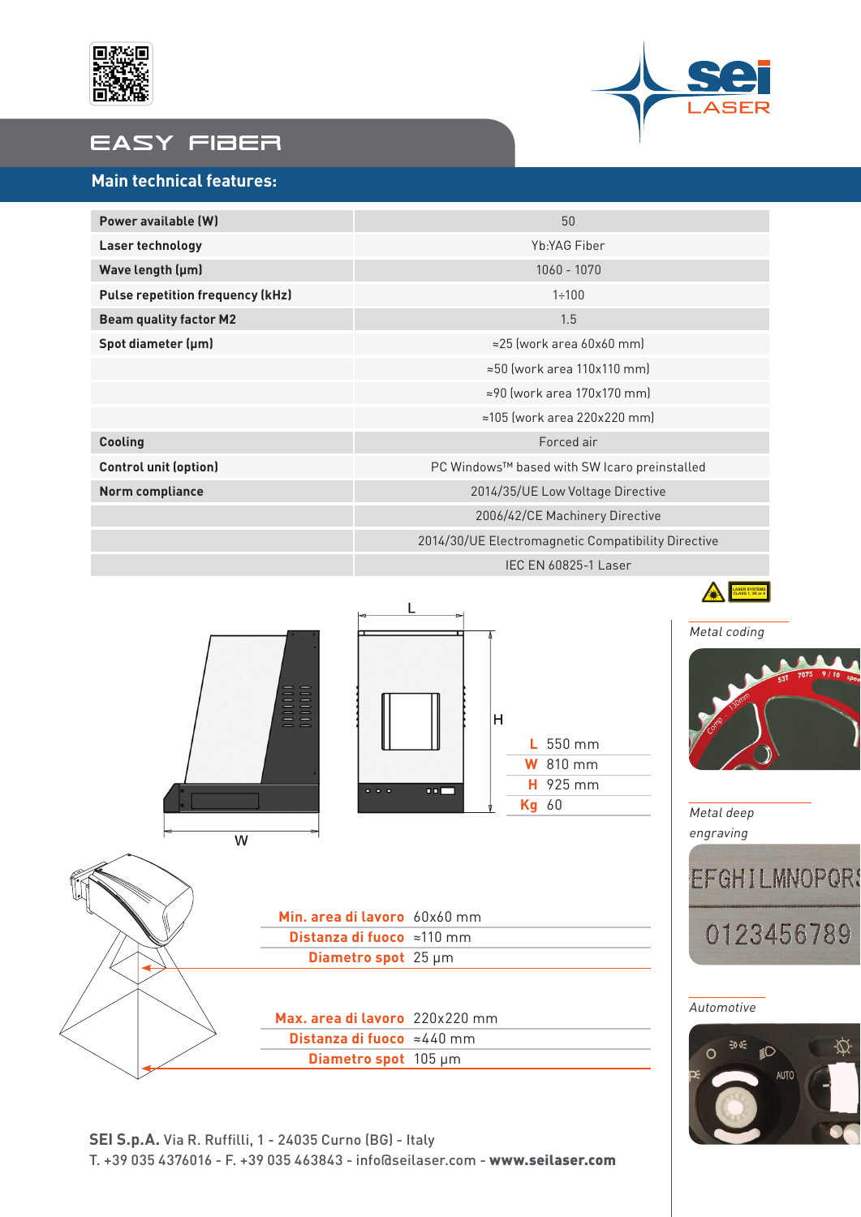# EASY FIBER

## Main technical features:

| | |
|---|---|
| **Power available (W)** | 50 |
| **Laser technology** | Yb:YAG Fiber |
| **Wave length (μm)** | 1060 - 1070 |
| **Pulse repetition frequency (kHz)** | 1÷100 |
| **Beam quality factor M2** | 1.5 |
| **Spot diameter (μm)** | ≈25 (work area 60x60 mm) |
| | ≈50 (work area 110x110 mm) |
| | ≈90 (work area 170x170 mm) |
| | ≈105 (work area 220x220 mm) |
| **Cooling** | Forced air |
| **Control unit (option)** | PC Windows™ based with SW Icaro preinstalled |
| **Norm compliance** | 2014/35/UE Low Voltage Directive |
| | 2006/42/CE Machinery Directive |
| | 2014/30/UE Electromagnetic Compatibility Directive |
| | IEC EN 60825-1 Laser |

L

H

W

| | |
|---|---|
| **L** | 550 mm |
| **W** | 810 mm |
| **H** | 925 mm |
| **Kg** | 60 |

| | |
|---|---|
| **Min. area di lavoro** | 60x60 mm |
| **Distanza di fuoco** | ≈110 mm |
| **Diametro spot** | 25 μm |

| | |
|---|---|
| **Max. area di lavoro** | 220x220 mm |
| **Distanza di fuoco** | ≈440 mm |
| **Diametro spot** | 105 μm |

*Metal coding*

*Metal deep engraving*

*Automotive*

**SEI S.p.A.** Via R. Ruffilli, 1 - 24035 Curno (BG) - Italy
T. +39 035 4376016 - F. +39 035 463843 - info@seilaser.com - **www.seilaser.com**